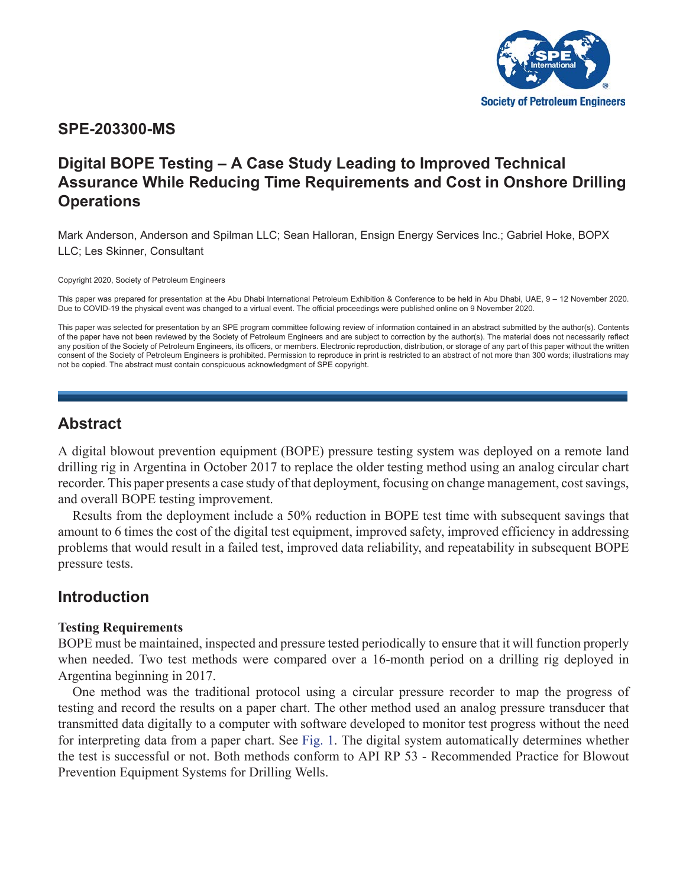**SPE-203300-MS**

# Digital BOPE Testing – A Case Study Leading to Improved Technical Assurance While Reducing Time Requirements and Cost in Onshore Drilling Operations

Mark Anderson, Anderson and Spilman LLC; Sean Halloran, Ensign Energy Services Inc.; Gabriel Hoke, BOPX LLC; Les Skinner, Consultant

Copyright 2020, Society of Petroleum Engineers

This paper was prepared for presentation at the Abu Dhabi International Petroleum Exhibition & Conference to be held in Abu Dhabi, UAE, 9 – 12 November 2020. Due to COVID-19 the physical event was changed to a virtual event. The official proceedings were published online on 9 November 2020.

This paper was selected for presentation by an SPE program committee following review of information contained in an abstract submitted by the author(s). Contents of the paper have not been reviewed by the Society of Petroleum Engineers and are subject to correction by the author(s). The material does not necessarily reflect any position of the Society of Petroleum Engineers, its officers, or members. Electronic reproduction, distribution, or storage of any part of this paper without the written consent of the Society of Petroleum Engineers is prohibited. Permission to reproduce in print is restricted to an abstract of not more than 300 words; illustrations may not be copied. The abstract must contain conspicuous acknowledgment of SPE copyright.

## Abstract

A digital blowout prevention equipment (BOPE) pressure testing system was deployed on a remote land drilling rig in Argentina in October 2017 to replace the older testing method using an analog circular chart recorder. This paper presents a case study of that deployment, focusing on change management, cost savings, and overall BOPE testing improvement.

Results from the deployment include a 50% reduction in BOPE test time with subsequent savings that amount to 6 times the cost of the digital test equipment, improved safety, improved efficiency in addressing problems that would result in a failed test, improved data reliability, and repeatability in subsequent BOPE pressure tests.

## Introduction

### Testing Requirements

BOPE must be maintained, inspected and pressure tested periodically to ensure that it will function properly when needed. Two test methods were compared over a 16-month period on a drilling rig deployed in Argentina beginning in 2017.

One method was the traditional protocol using a circular pressure recorder to map the progress of testing and record the results on a paper chart. The other method used an analog pressure transducer that transmitted data digitally to a computer with software developed to monitor test progress without the need for interpreting data from a paper chart. See Fig. 1. The digital system automatically determines whether the test is successful or not. Both methods conform to API RP 53 - Recommended Practice for Blowout Prevention Equipment Systems for Drilling Wells.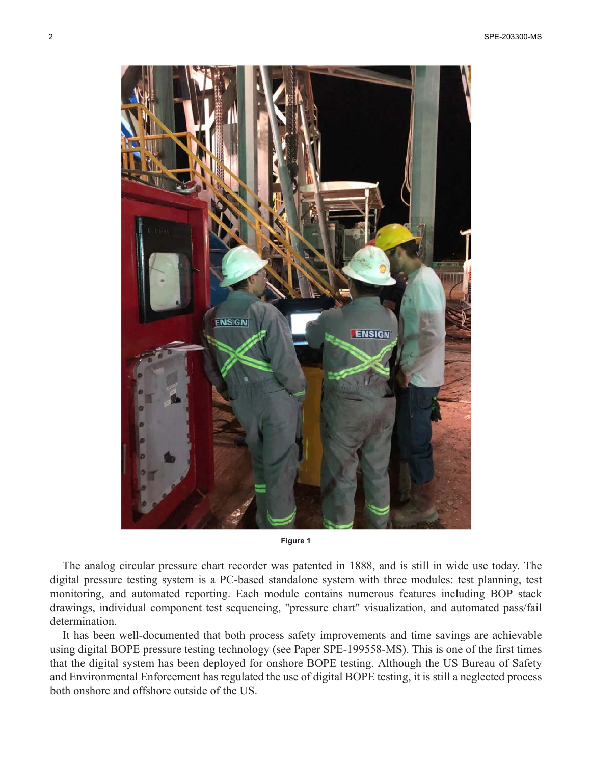Figure 1

The analog circular pressure chart recorder was patented in 1888, and is still in wide use today. The digital pressure testing system is a PC-based standalone system with three modules: test planning, test monitoring, and automated reporting. Each module contains numerous features including BOP stack drawings, individual component test sequencing, "pressure chart" visualization, and automated pass/fail determination.

It has been well-documented that both process safety improvements and time savings are achievable using digital BOPE pressure testing technology (see Paper SPE-199558-MS). This is one of the first times that the digital system has been deployed for onshore BOPE testing. Although the US Bureau of Safety and Environmental Enforcement has regulated the use of digital BOPE testing, it is still a neglected process both onshore and offshore outside of the US.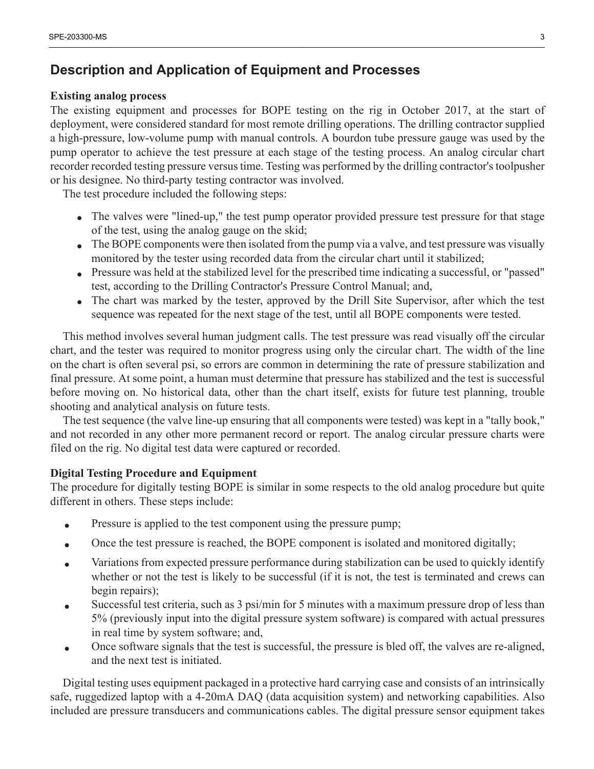## Description and Application of Equipment and Processes

**Existing analog process**

The existing equipment and processes for BOPE testing on the rig in October 2017, at the start of deployment, were considered standard for most remote drilling operations. The drilling contractor supplied a high-pressure, low-volume pump with manual controls. A bourdon tube pressure gauge was used by the pump operator to achieve the test pressure at each stage of the testing process. An analog circular chart recorder recorded testing pressure versus time. Testing was performed by the drilling contractor's toolpusher or his designee. No third-party testing contractor was involved.

The test procedure included the following steps:

- The valves were "lined-up," the test pump operator provided pressure test pressure for that stage of the test, using the analog gauge on the skid;
- The BOPE components were then isolated from the pump via a valve, and test pressure was visually monitored by the tester using recorded data from the circular chart until it stabilized;
- Pressure was held at the stabilized level for the prescribed time indicating a successful, or "passed" test, according to the Drilling Contractor's Pressure Control Manual; and,
- The chart was marked by the tester, approved by the Drill Site Supervisor, after which the test sequence was repeated for the next stage of the test, until all BOPE components were tested.

This method involves several human judgment calls. The test pressure was read visually off the circular chart, and the tester was required to monitor progress using only the circular chart. The width of the line on the chart is often several psi, so errors are common in determining the rate of pressure stabilization and final pressure. At some point, a human must determine that pressure has stabilized and the test is successful before moving on. No historical data, other than the chart itself, exists for future test planning, trouble shooting and analytical analysis on future tests.

The test sequence (the valve line-up ensuring that all components were tested) was kept in a "tally book," and not recorded in any other more permanent record or report. The analog circular pressure charts were filed on the rig. No digital test data were captured or recorded.

**Digital Testing Procedure and Equipment**

The procedure for digitally testing BOPE is similar in some respects to the old analog procedure but quite different in others. These steps include:

- Pressure is applied to the test component using the pressure pump;
- Once the test pressure is reached, the BOPE component is isolated and monitored digitally;
- Variations from expected pressure performance during stabilization can be used to quickly identify whether or not the test is likely to be successful (if it is not, the test is terminated and crews can begin repairs);
- Successful test criteria, such as 3 psi/min for 5 minutes with a maximum pressure drop of less than 5% (previously input into the digital pressure system software) is compared with actual pressures in real time by system software; and,
- Once software signals that the test is successful, the pressure is bled off, the valves are re-aligned, and the next test is initiated.

Digital testing uses equipment packaged in a protective hard carrying case and consists of an intrinsically safe, ruggedized laptop with a 4-20mA DAQ (data acquisition system) and networking capabilities. Also included are pressure transducers and communications cables. The digital pressure sensor equipment takes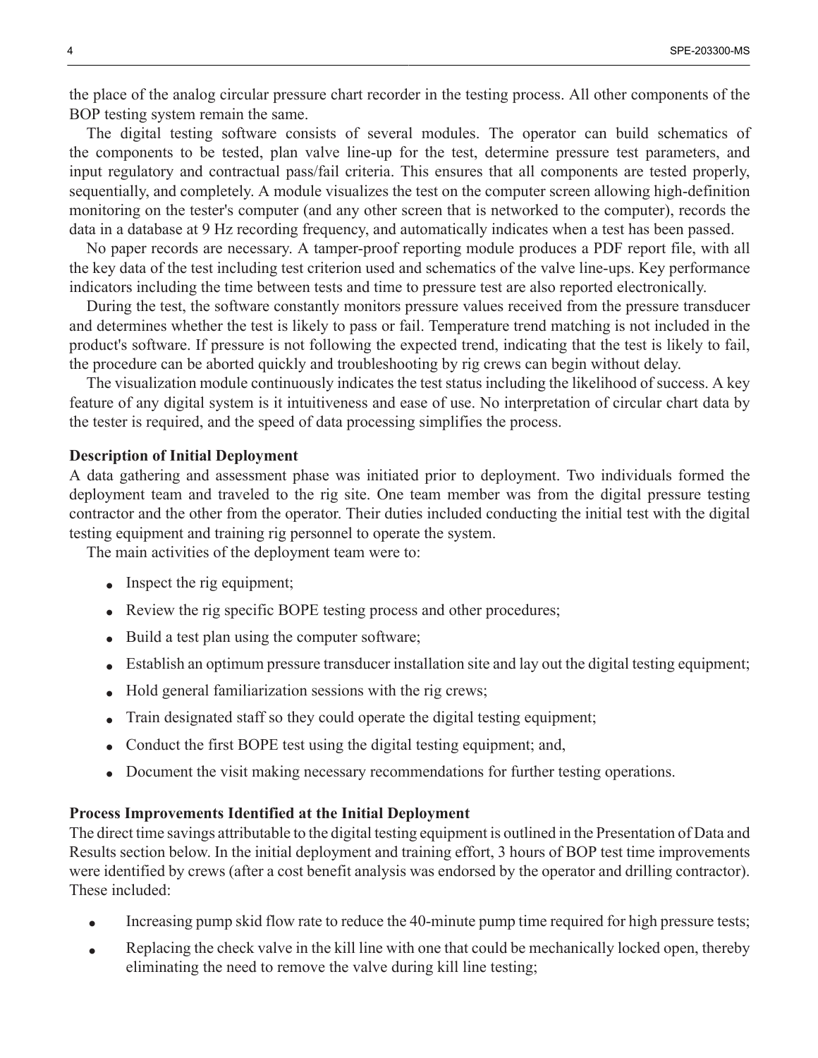the place of the analog circular pressure chart recorder in the testing process. All other components of the BOP testing system remain the same.

The digital testing software consists of several modules. The operator can build schematics of the components to be tested, plan valve line-up for the test, determine pressure test parameters, and input regulatory and contractual pass/fail criteria. This ensures that all components are tested properly, sequentially, and completely. A module visualizes the test on the computer screen allowing high-definition monitoring on the tester's computer (and any other screen that is networked to the computer), records the data in a database at 9 Hz recording frequency, and automatically indicates when a test has been passed.

No paper records are necessary. A tamper-proof reporting module produces a PDF report file, with all the key data of the test including test criterion used and schematics of the valve line-ups. Key performance indicators including the time between tests and time to pressure test are also reported electronically.

During the test, the software constantly monitors pressure values received from the pressure transducer and determines whether the test is likely to pass or fail. Temperature trend matching is not included in the product's software. If pressure is not following the expected trend, indicating that the test is likely to fail, the procedure can be aborted quickly and troubleshooting by rig crews can begin without delay.

The visualization module continuously indicates the test status including the likelihood of success. A key feature of any digital system is it intuitiveness and ease of use. No interpretation of circular chart data by the tester is required, and the speed of data processing simplifies the process.

**Description of Initial Deployment**

A data gathering and assessment phase was initiated prior to deployment. Two individuals formed the deployment team and traveled to the rig site. One team member was from the digital pressure testing contractor and the other from the operator. Their duties included conducting the initial test with the digital testing equipment and training rig personnel to operate the system.

The main activities of the deployment team were to:

- Inspect the rig equipment;
- Review the rig specific BOPE testing process and other procedures;
- Build a test plan using the computer software;
- Establish an optimum pressure transducer installation site and lay out the digital testing equipment;
- Hold general familiarization sessions with the rig crews;
- Train designated staff so they could operate the digital testing equipment;
- Conduct the first BOPE test using the digital testing equipment; and,
- Document the visit making necessary recommendations for further testing operations.

**Process Improvements Identified at the Initial Deployment**

The direct time savings attributable to the digital testing equipment is outlined in the Presentation of Data and Results section below. In the initial deployment and training effort, 3 hours of BOP test time improvements were identified by crews (after a cost benefit analysis was endorsed by the operator and drilling contractor). These included:

- Increasing pump skid flow rate to reduce the 40-minute pump time required for high pressure tests;
- Replacing the check valve in the kill line with one that could be mechanically locked open, thereby eliminating the need to remove the valve during kill line testing;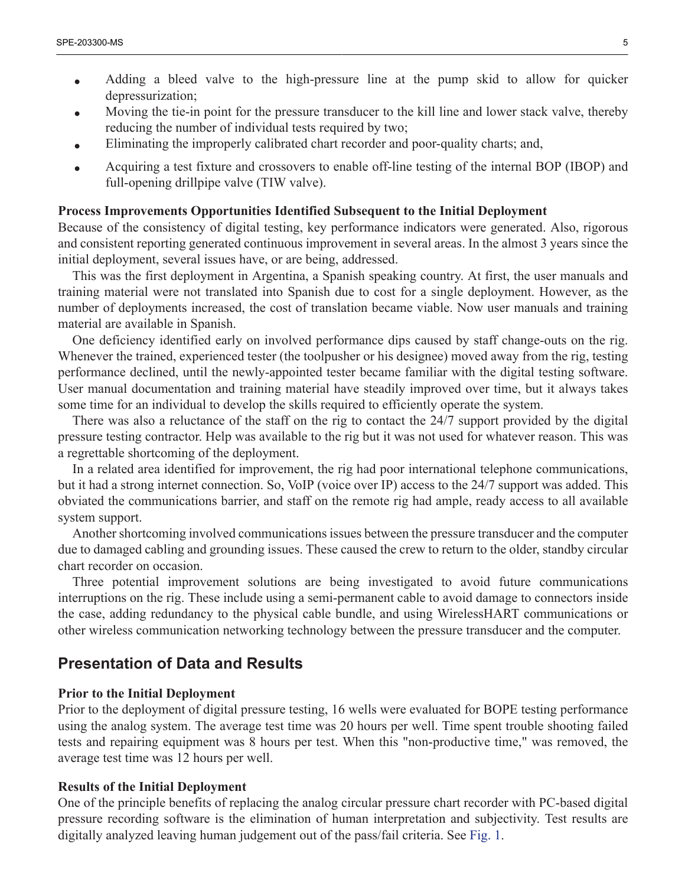- Adding a bleed valve to the high-pressure line at the pump skid to allow for quicker depressurization;
- Moving the tie-in point for the pressure transducer to the kill line and lower stack valve, thereby reducing the number of individual tests required by two;
- Eliminating the improperly calibrated chart recorder and poor-quality charts; and,
- Acquiring a test fixture and crossovers to enable off-line testing of the internal BOP (IBOP) and full-opening drillpipe valve (TIW valve).

**Process Improvements Opportunities Identified Subsequent to the Initial Deployment**

Because of the consistency of digital testing, key performance indicators were generated. Also, rigorous and consistent reporting generated continuous improvement in several areas. In the almost 3 years since the initial deployment, several issues have, or are being, addressed.

This was the first deployment in Argentina, a Spanish speaking country. At first, the user manuals and training material were not translated into Spanish due to cost for a single deployment. However, as the number of deployments increased, the cost of translation became viable. Now user manuals and training material are available in Spanish.

One deficiency identified early on involved performance dips caused by staff change-outs on the rig. Whenever the trained, experienced tester (the toolpusher or his designee) moved away from the rig, testing performance declined, until the newly-appointed tester became familiar with the digital testing software. User manual documentation and training material have steadily improved over time, but it always takes some time for an individual to develop the skills required to efficiently operate the system.

There was also a reluctance of the staff on the rig to contact the 24/7 support provided by the digital pressure testing contractor. Help was available to the rig but it was not used for whatever reason. This was a regrettable shortcoming of the deployment.

In a related area identified for improvement, the rig had poor international telephone communications, but it had a strong internet connection. So, VoIP (voice over IP) access to the 24/7 support was added. This obviated the communications barrier, and staff on the remote rig had ample, ready access to all available system support.

Another shortcoming involved communications issues between the pressure transducer and the computer due to damaged cabling and grounding issues. These caused the crew to return to the older, standby circular chart recorder on occasion.

Three potential improvement solutions are being investigated to avoid future communications interruptions on the rig. These include using a semi-permanent cable to avoid damage to connectors inside the case, adding redundancy to the physical cable bundle, and using WirelessHART communications or other wireless communication networking technology between the pressure transducer and the computer.

## Presentation of Data and Results

**Prior to the Initial Deployment**

Prior to the deployment of digital pressure testing, 16 wells were evaluated for BOPE testing performance using the analog system. The average test time was 20 hours per well. Time spent trouble shooting failed tests and repairing equipment was 8 hours per test. When this "non-productive time," was removed, the average test time was 12 hours per well.

**Results of the Initial Deployment**

One of the principle benefits of replacing the analog circular pressure chart recorder with PC-based digital pressure recording software is the elimination of human interpretation and subjectivity. Test results are digitally analyzed leaving human judgement out of the pass/fail criteria. See Fig. 1.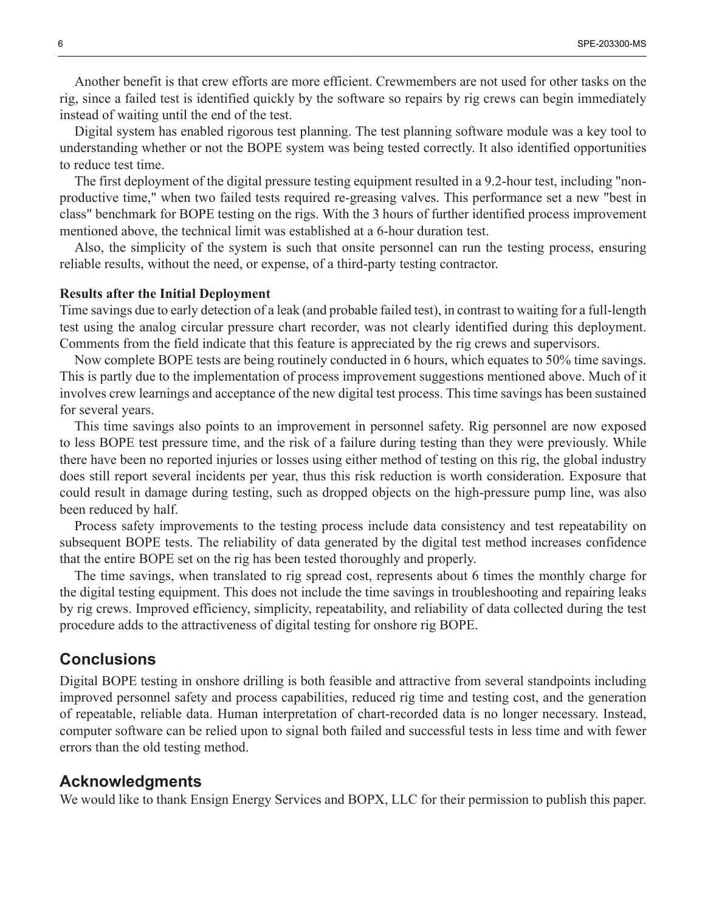Another benefit is that crew efforts are more efficient. Crewmembers are not used for other tasks on the rig, since a failed test is identified quickly by the software so repairs by rig crews can begin immediately instead of waiting until the end of the test.

Digital system has enabled rigorous test planning. The test planning software module was a key tool to understanding whether or not the BOPE system was being tested correctly. It also identified opportunities to reduce test time.

The first deployment of the digital pressure testing equipment resulted in a 9.2-hour test, including "non-productive time," when two failed tests required re-greasing valves. This performance set a new "best in class" benchmark for BOPE testing on the rigs. With the 3 hours of further identified process improvement mentioned above, the technical limit was established at a 6-hour duration test.

Also, the simplicity of the system is such that onsite personnel can run the testing process, ensuring reliable results, without the need, or expense, of a third-party testing contractor.

**Results after the Initial Deployment**

Time savings due to early detection of a leak (and probable failed test), in contrast to waiting for a full-length test using the analog circular pressure chart recorder, was not clearly identified during this deployment. Comments from the field indicate that this feature is appreciated by the rig crews and supervisors.

Now complete BOPE tests are being routinely conducted in 6 hours, which equates to 50% time savings. This is partly due to the implementation of process improvement suggestions mentioned above. Much of it involves crew learnings and acceptance of the new digital test process. This time savings has been sustained for several years.

This time savings also points to an improvement in personnel safety. Rig personnel are now exposed to less BOPE test pressure time, and the risk of a failure during testing than they were previously. While there have been no reported injuries or losses using either method of testing on this rig, the global industry does still report several incidents per year, thus this risk reduction is worth consideration. Exposure that could result in damage during testing, such as dropped objects on the high-pressure pump line, was also been reduced by half.

Process safety improvements to the testing process include data consistency and test repeatability on subsequent BOPE tests. The reliability of data generated by the digital test method increases confidence that the entire BOPE set on the rig has been tested thoroughly and properly.

The time savings, when translated to rig spread cost, represents about 6 times the monthly charge for the digital testing equipment. This does not include the time savings in troubleshooting and repairing leaks by rig crews. Improved efficiency, simplicity, repeatability, and reliability of data collected during the test procedure adds to the attractiveness of digital testing for onshore rig BOPE.

## Conclusions

Digital BOPE testing in onshore drilling is both feasible and attractive from several standpoints including improved personnel safety and process capabilities, reduced rig time and testing cost, and the generation of repeatable, reliable data. Human interpretation of chart-recorded data is no longer necessary. Instead, computer software can be relied upon to signal both failed and successful tests in less time and with fewer errors than the old testing method.

## Acknowledgments

We would like to thank Ensign Energy Services and BOPX, LLC for their permission to publish this paper.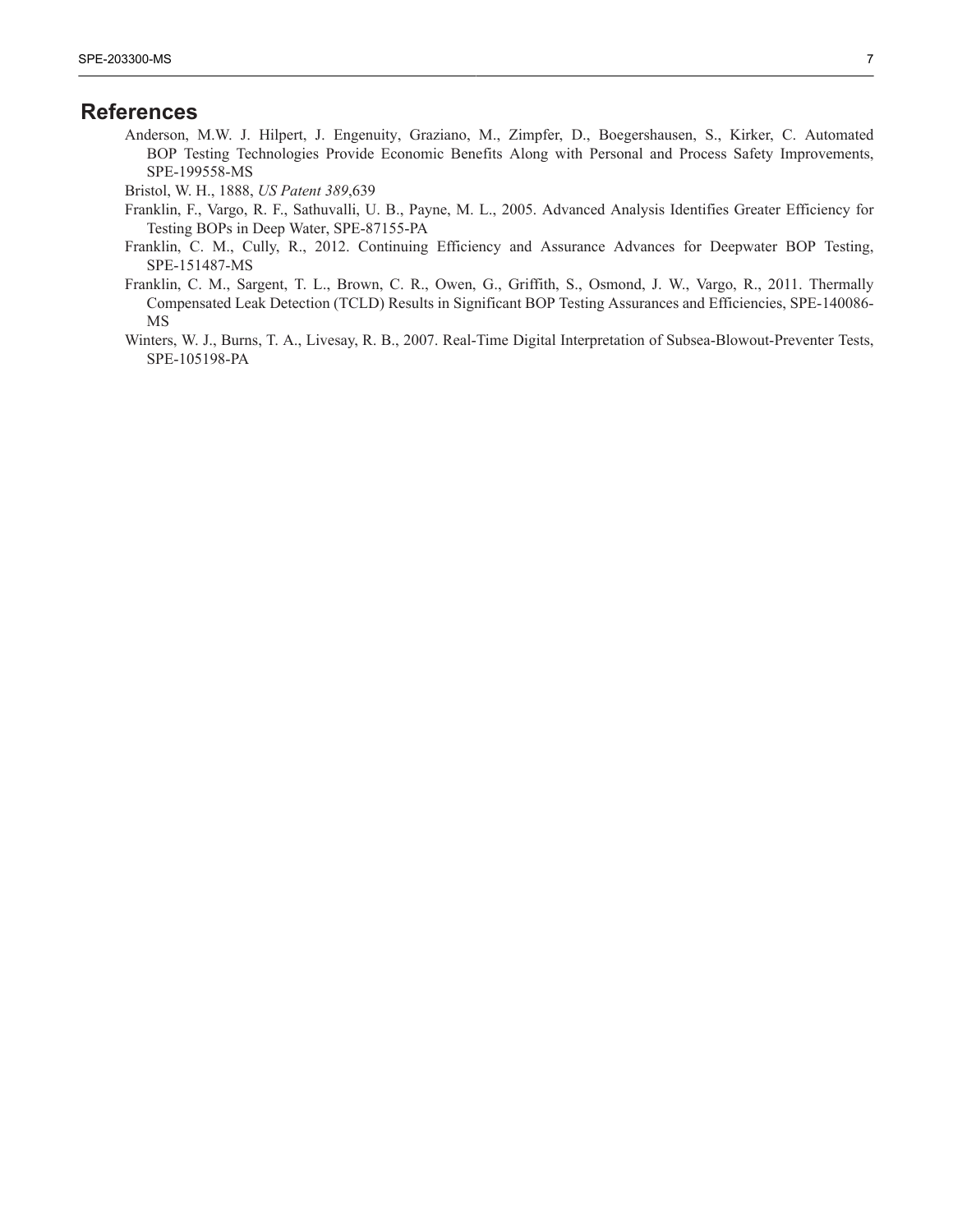## References

Anderson, M.W. J. Hilpert, J. Engenuity, Graziano, M., Zimpfer, D., Boegershausen, S., Kirker, C. Automated BOP Testing Technologies Provide Economic Benefits Along with Personal and Process Safety Improvements, SPE-199558-MS

Bristol, W. H., 1888, *US Patent 389*,639

Franklin, F., Vargo, R. F., Sathuvalli, U. B., Payne, M. L., 2005. Advanced Analysis Identifies Greater Efficiency for Testing BOPs in Deep Water, SPE-87155-PA

Franklin, C. M., Cully, R., 2012. Continuing Efficiency and Assurance Advances for Deepwater BOP Testing, SPE-151487-MS

Franklin, C. M., Sargent, T. L., Brown, C. R., Owen, G., Griffith, S., Osmond, J. W., Vargo, R., 2011. Thermally Compensated Leak Detection (TCLD) Results in Significant BOP Testing Assurances and Efficiencies, SPE-140086-MS

Winters, W. J., Burns, T. A., Livesay, R. B., 2007. Real-Time Digital Interpretation of Subsea-Blowout-Preventer Tests, SPE-105198-PA